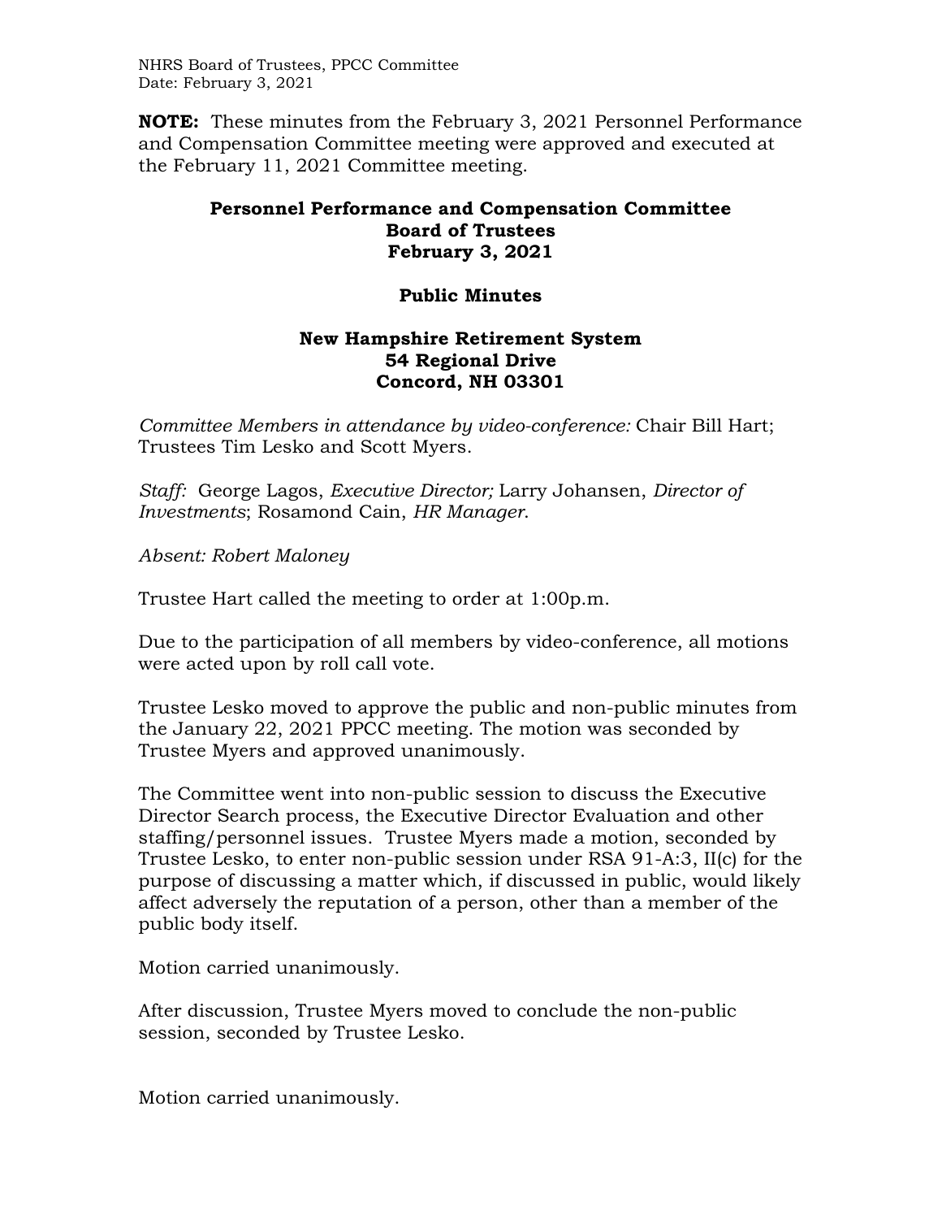**NOTE:** These minutes from the February 3, 2021 Personnel Performance and Compensation Committee meeting were approved and executed at the February 11, 2021 Committee meeting.

# Personnel Performance and Compensation Committee
## Board of Trustees
## February 3, 2021

## Public Minutes

### New Hampshire Retirement System
### 54 Regional Drive
### Concord, NH 03301

*Committee Members in attendance by video-conference:* Chair Bill Hart; Trustees Tim Lesko and Scott Myers.

*Staff:* George Lagos, *Executive Director;* Larry Johansen, *Director of Investments*; Rosamond Cain, *HR Manager*.

*Absent: Robert Maloney*

Trustee Hart called the meeting to order at 1:00p.m.

Due to the participation of all members by video-conference, all motions were acted upon by roll call vote.

Trustee Lesko moved to approve the public and non-public minutes from the January 22, 2021 PPCC meeting. The motion was seconded by Trustee Myers and approved unanimously.

The Committee went into non-public session to discuss the Executive Director Search process, the Executive Director Evaluation and other staffing/personnel issues. Trustee Myers made a motion, seconded by Trustee Lesko, to enter non-public session under RSA 91-A:3, II(c) for the purpose of discussing a matter which, if discussed in public, would likely affect adversely the reputation of a person, other than a member of the public body itself.

Motion carried unanimously.

After discussion, Trustee Myers moved to conclude the non-public session, seconded by Trustee Lesko.

Motion carried unanimously.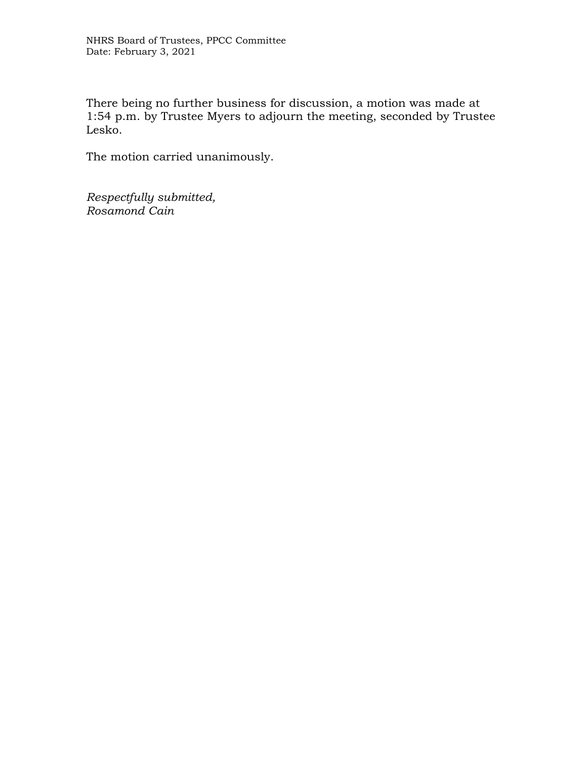There being no further business for discussion, a motion was made at 1:54 p.m. by Trustee Myers to adjourn the meeting, seconded by Trustee Lesko.

The motion carried unanimously.

*Respectfully submitted,*
*Rosamond Cain*